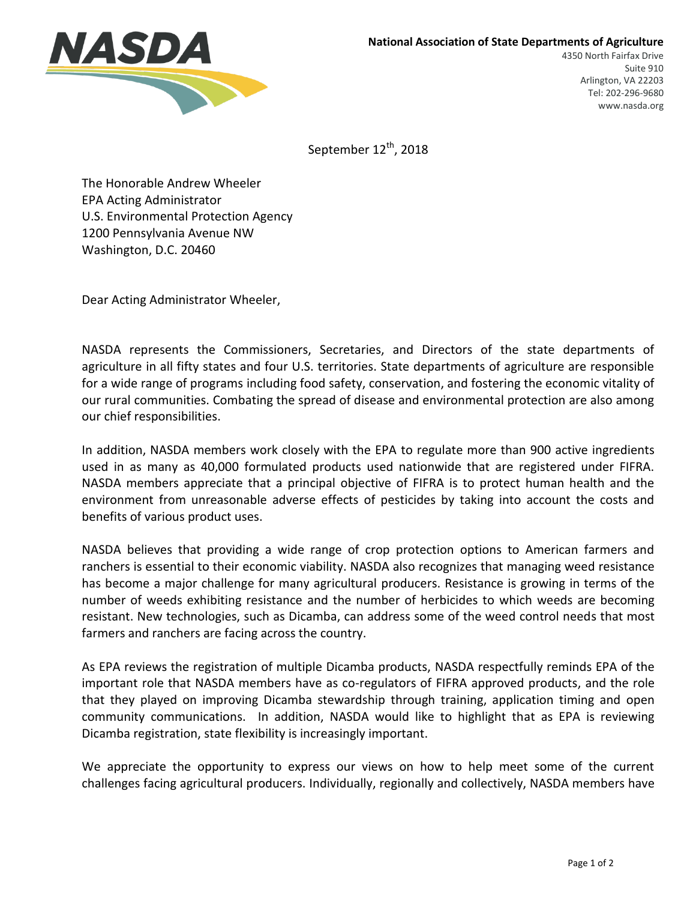**National Association of State Departments of Agriculture**
4350 North Fairfax Drive
Suite 910
Arlington, VA 22203
Tel: 202-296-9680
www.nasda.org

September 12th, 2018

The Honorable Andrew Wheeler
EPA Acting Administrator
U.S. Environmental Protection Agency
1200 Pennsylvania Avenue NW
Washington, D.C. 20460

Dear Acting Administrator Wheeler,

NASDA represents the Commissioners, Secretaries, and Directors of the state departments of agriculture in all fifty states and four U.S. territories. State departments of agriculture are responsible for a wide range of programs including food safety, conservation, and fostering the economic vitality of our rural communities. Combating the spread of disease and environmental protection are also among our chief responsibilities.

In addition, NASDA members work closely with the EPA to regulate more than 900 active ingredients used in as many as 40,000 formulated products used nationwide that are registered under FIFRA. NASDA members appreciate that a principal objective of FIFRA is to protect human health and the environment from unreasonable adverse effects of pesticides by taking into account the costs and benefits of various product uses.

NASDA believes that providing a wide range of crop protection options to American farmers and ranchers is essential to their economic viability. NASDA also recognizes that managing weed resistance has become a major challenge for many agricultural producers. Resistance is growing in terms of the number of weeds exhibiting resistance and the number of herbicides to which weeds are becoming resistant. New technologies, such as Dicamba, can address some of the weed control needs that most farmers and ranchers are facing across the country.

As EPA reviews the registration of multiple Dicamba products, NASDA respectfully reminds EPA of the important role that NASDA members have as co-regulators of FIFRA approved products, and the role that they played on improving Dicamba stewardship through training, application timing and open community communications. In addition, NASDA would like to highlight that as EPA is reviewing Dicamba registration, state flexibility is increasingly important.

We appreciate the opportunity to express our views on how to help meet some of the current challenges facing agricultural producers. Individually, regionally and collectively, NASDA members have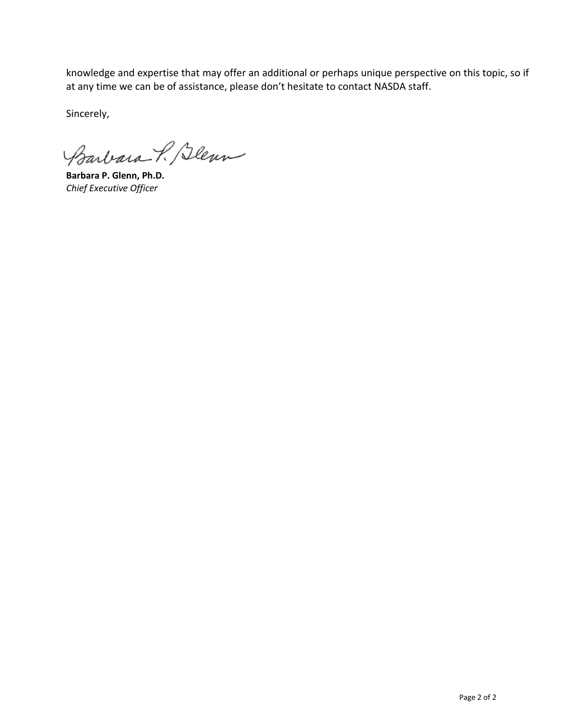knowledge and expertise that may offer an additional or perhaps unique perspective on this topic, so if at any time we can be of assistance, please don't hesitate to contact NASDA staff.

Sincerely,

Barbara P. Glenn

**Barbara P. Glenn, Ph.D.**
*Chief Executive Officer*